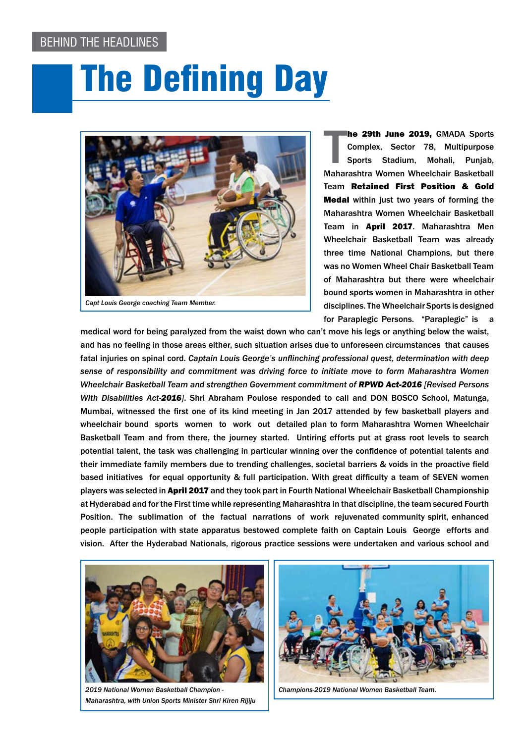BEHIND THE HEADLINES

# The Defining Day

Capt Louis George coaching Team Member.

**The 29th June 2019,** GMADA Sports Complex, Sector 78, Multipurpose Sports Stadium, Mohali, Punjab, Maharashtra Women Wheelchair Basketball Team **Retained First Position & Gold Medal** within just two years of forming the Maharashtra Women Wheelchair Basketball Team in **April 2017**. Maharashtra Men Wheelchair Basketball Team was already three time National Champions, but there was no Women Wheel Chair Basketball Team of Maharashtra but there were wheelchair bound sports women in Maharashtra in other disciplines. The Wheelchair Sports is designed for Paraplegic Persons. "Paraplegic" is a medical word for being paralyzed from the waist down who can't move his legs or anything below the waist, and has no feeling in those areas either, such situation arises due to unforeseen circumstances that causes fatal injuries on spinal cord. *Captain Louis George's unflinching professional quest, determination with deep sense of responsibility and commitment was driving force to initiate move to form Maharashtra Women Wheelchair Basketball Team and strengthen Government commitment of* ***RPWD Act-2016*** *[Revised Persons With Disabilities Act-**2016**]*. Shri Abraham Poulose responded to call and DON BOSCO School, Matunga, Mumbai, witnessed the first one of its kind meeting in Jan 2017 attended by few basketball players and wheelchair bound sports women to work out detailed plan to form Maharashtra Women Wheelchair Basketball Team and from there, the journey started. Untiring efforts put at grass root levels to search potential talent, the task was challenging in particular winning over the confidence of potential talents and their immediate family members due to trending challenges, societal barriers & voids in the proactive field based initiatives for equal opportunity & full participation. With great difficulty a team of SEVEN women players was selected in **April 2017** and they took part in Fourth National Wheelchair Basketball Championship at Hyderabad and for the First time while representing Maharashtra in that discipline, the team secured Fourth Position. The sublimation of the factual narrations of work rejuvenated community spirit, enhanced people participation with state apparatus bestowed complete faith on Captain Louis George efforts and vision. After the Hyderabad Nationals, rigorous practice sessions were undertaken and various school and

2019 National Women Basketball Champion - Maharashtra, with Union Sports Minister Shri Kiren Rijiju

Champions-2019 National Women Basketball Team.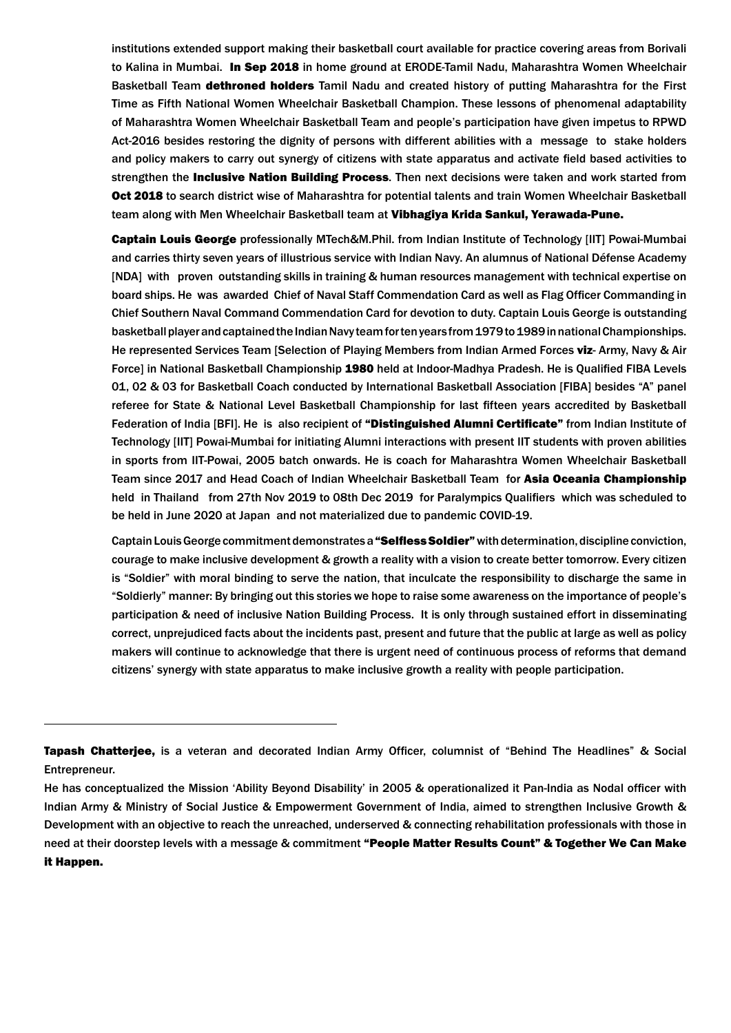institutions extended support making their basketball court available for practice covering areas from Borivali to Kalina in Mumbai. **In Sep 2018** in home ground at ERODE-Tamil Nadu, Maharashtra Women Wheelchair Basketball Team **dethroned holders** Tamil Nadu and created history of putting Maharashtra for the First Time as Fifth National Women Wheelchair Basketball Champion. These lessons of phenomenal adaptability of Maharashtra Women Wheelchair Basketball Team and people's participation have given impetus to RPWD Act-2016 besides restoring the dignity of persons with different abilities with a message to stake holders and policy makers to carry out synergy of citizens with state apparatus and activate field based activities to strengthen the **Inclusive Nation Building Process**. Then next decisions were taken and work started from **Oct 2018** to search district wise of Maharashtra for potential talents and train Women Wheelchair Basketball team along with Men Wheelchair Basketball team at **Vibhagiya Krida Sankul, Yerawada-Pune.**

**Captain Louis George** professionally MTech&M.Phil. from Indian Institute of Technology [IIT] Powai-Mumbai and carries thirty seven years of illustrious service with Indian Navy. An alumnus of National Défense Academy [NDA] with proven outstanding skills in training & human resources management with technical expertise on board ships. He was awarded Chief of Naval Staff Commendation Card as well as Flag Officer Commanding in Chief Southern Naval Command Commendation Card for devotion to duty. Captain Louis George is outstanding basketball player and captained the Indian Navy team for ten years from 1979 to 1989 in national Championships. He represented Services Team [Selection of Playing Members from Indian Armed Forces **viz**- Army, Navy & Air Force] in National Basketball Championship **1980** held at Indoor-Madhya Pradesh. He is Qualified FIBA Levels 01, 02 & 03 for Basketball Coach conducted by International Basketball Association [FIBA] besides "A" panel referee for State & National Level Basketball Championship for last fifteen years accredited by Basketball Federation of India [BFI]. He is also recipient of **"Distinguished Alumni Certificate"** from Indian Institute of Technology [IIT] Powai-Mumbai for initiating Alumni interactions with present IIT students with proven abilities in sports from IIT-Powai, 2005 batch onwards. He is coach for Maharashtra Women Wheelchair Basketball Team since 2017 and Head Coach of Indian Wheelchair Basketball Team for **Asia Oceania Championship** held in Thailand from 27th Nov 2019 to 08th Dec 2019 for Paralympics Qualifiers which was scheduled to be held in June 2020 at Japan and not materialized due to pandemic COVID-19.

Captain Louis George commitment demonstrates a **"Selfless Soldier"** with determination, discipline conviction, courage to make inclusive development & growth a reality with a vision to create better tomorrow. Every citizen is "Soldier" with moral binding to serve the nation, that inculcate the responsibility to discharge the same in "Soldierly" manner: By bringing out this stories we hope to raise some awareness on the importance of people's participation & need of inclusive Nation Building Process. It is only through sustained effort in disseminating correct, unprejudiced facts about the incidents past, present and future that the public at large as well as policy makers will continue to acknowledge that there is urgent need of continuous process of reforms that demand citizens' synergy with state apparatus to make inclusive growth a reality with people participation.

---

**Tapash Chatterjee,** is a veteran and decorated Indian Army Officer, columnist of "Behind The Headlines" & Social Entrepreneur.

He has conceptualized the Mission 'Ability Beyond Disability' in 2005 & operationalized it Pan-India as Nodal officer with Indian Army & Ministry of Social Justice & Empowerment Government of India, aimed to strengthen Inclusive Growth & Development with an objective to reach the unreached, underserved & connecting rehabilitation professionals with those in need at their doorstep levels with a message & commitment **"People Matter Results Count" & Together We Can Make it Happen.**